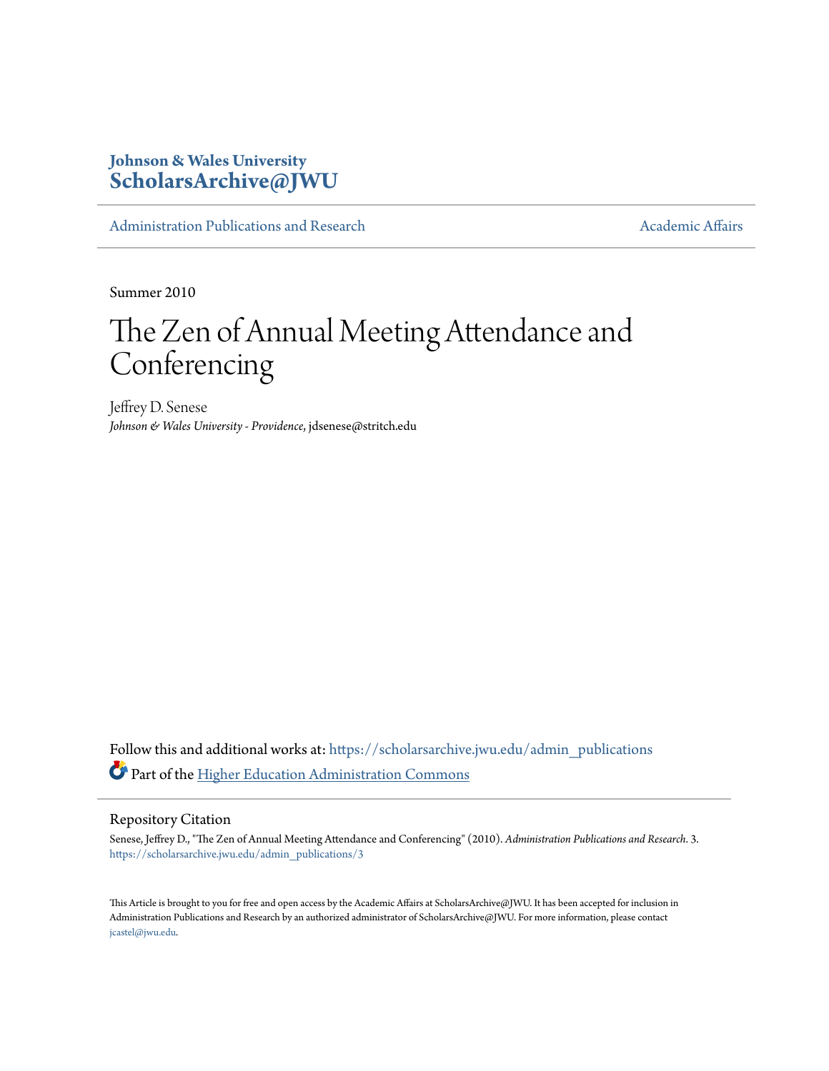Johnson & Wales University
**ScholarsArchive@JWU**

Administration Publications and Research

Academic Affairs

Summer 2010

# The Zen of Annual Meeting Attendance and Conferencing

Jeffrey D. Senese
*Johnson & Wales University - Providence*, jdsenese@stritch.edu

Follow this and additional works at: https://scholarsarchive.jwu.edu/admin_publications

Part of the Higher Education Administration Commons

## Repository Citation

Senese, Jeffrey D., "The Zen of Annual Meeting Attendance and Conferencing" (2010). *Administration Publications and Research*. 3.
https://scholarsarchive.jwu.edu/admin_publications/3

This Article is brought to you for free and open access by the Academic Affairs at ScholarsArchive@JWU. It has been accepted for inclusion in Administration Publications and Research by an authorized administrator of ScholarsArchive@JWU. For more information, please contact jcastel@jwu.edu.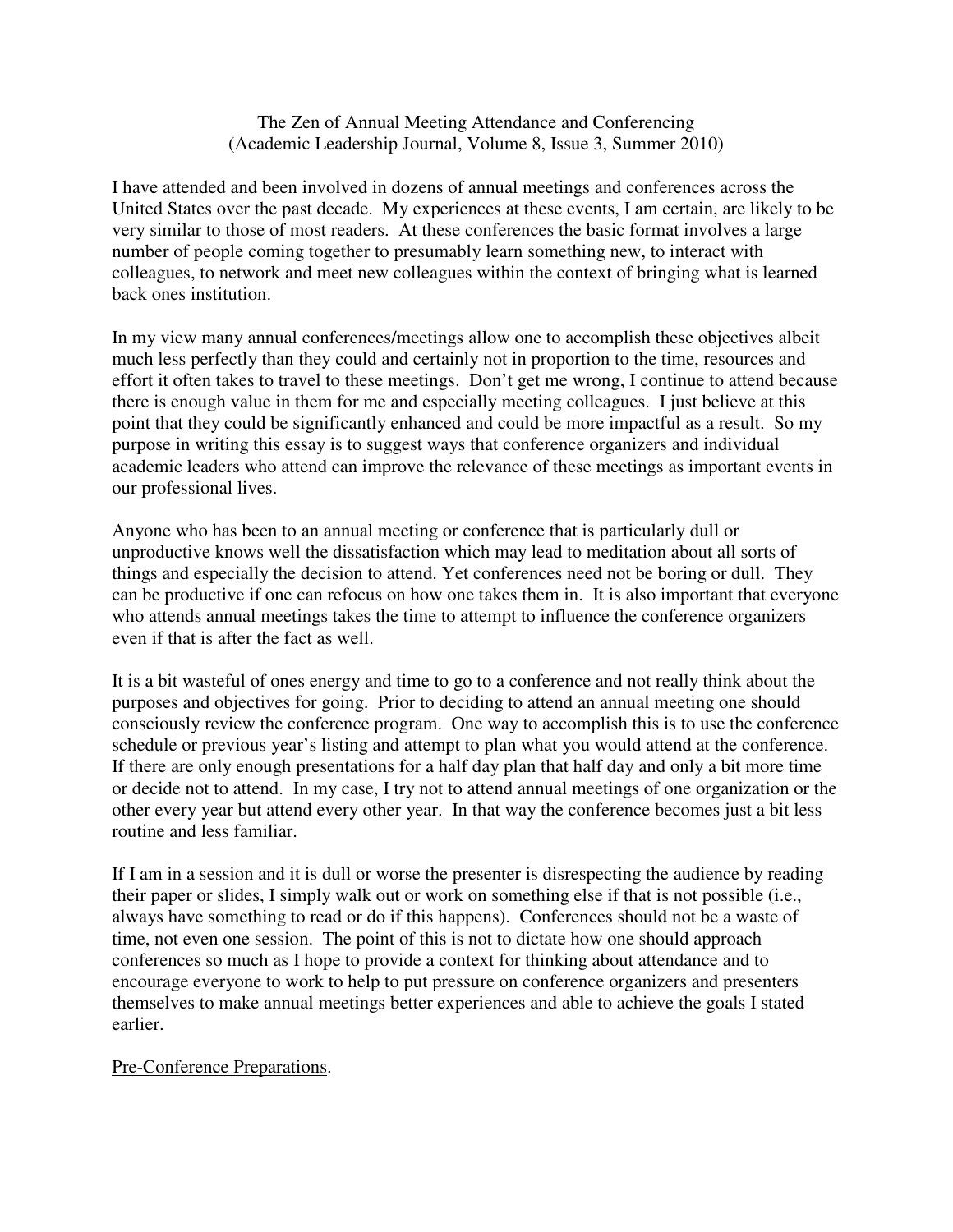The Zen of Annual Meeting Attendance and Conferencing
(Academic Leadership Journal, Volume 8, Issue 3, Summer 2010)

I have attended and been involved in dozens of annual meetings and conferences across the United States over the past decade. My experiences at these events, I am certain, are likely to be very similar to those of most readers. At these conferences the basic format involves a large number of people coming together to presumably learn something new, to interact with colleagues, to network and meet new colleagues within the context of bringing what is learned back ones institution.

In my view many annual conferences/meetings allow one to accomplish these objectives albeit much less perfectly than they could and certainly not in proportion to the time, resources and effort it often takes to travel to these meetings. Don't get me wrong, I continue to attend because there is enough value in them for me and especially meeting colleagues. I just believe at this point that they could be significantly enhanced and could be more impactful as a result. So my purpose in writing this essay is to suggest ways that conference organizers and individual academic leaders who attend can improve the relevance of these meetings as important events in our professional lives.

Anyone who has been to an annual meeting or conference that is particularly dull or unproductive knows well the dissatisfaction which may lead to meditation about all sorts of things and especially the decision to attend. Yet conferences need not be boring or dull. They can be productive if one can refocus on how one takes them in. It is also important that everyone who attends annual meetings takes the time to attempt to influence the conference organizers even if that is after the fact as well.

It is a bit wasteful of ones energy and time to go to a conference and not really think about the purposes and objectives for going. Prior to deciding to attend an annual meeting one should consciously review the conference program. One way to accomplish this is to use the conference schedule or previous year's listing and attempt to plan what you would attend at the conference. If there are only enough presentations for a half day plan that half day and only a bit more time or decide not to attend. In my case, I try not to attend annual meetings of one organization or the other every year but attend every other year. In that way the conference becomes just a bit less routine and less familiar.

If I am in a session and it is dull or worse the presenter is disrespecting the audience by reading their paper or slides, I simply walk out or work on something else if that is not possible (i.e., always have something to read or do if this happens). Conferences should not be a waste of time, not even one session. The point of this is not to dictate how one should approach conferences so much as I hope to provide a context for thinking about attendance and to encourage everyone to work to help to put pressure on conference organizers and presenters themselves to make annual meetings better experiences and able to achieve the goals I stated earlier.

Pre-Conference Preparations.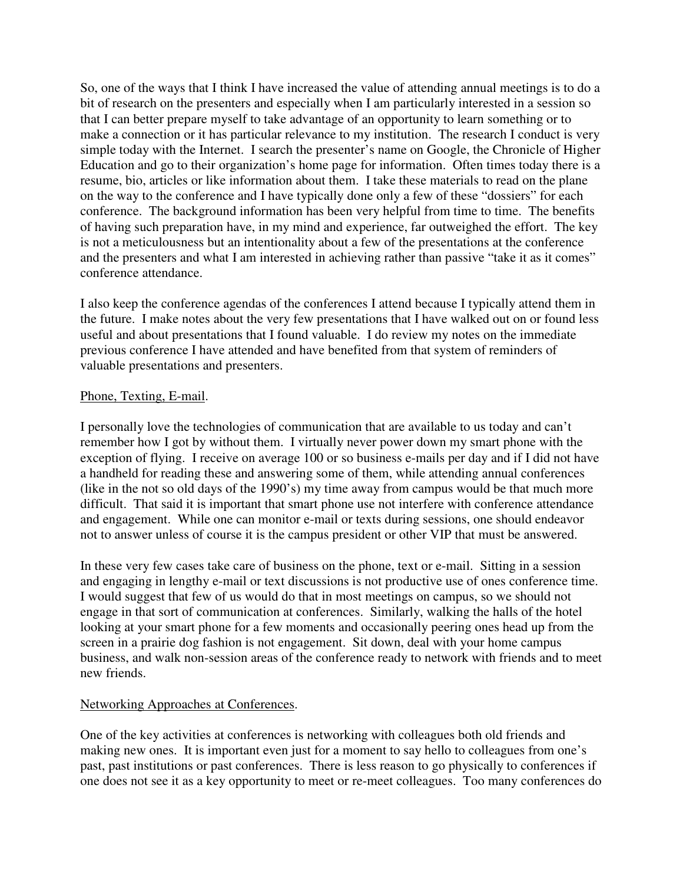So, one of the ways that I think I have increased the value of attending annual meetings is to do a bit of research on the presenters and especially when I am particularly interested in a session so that I can better prepare myself to take advantage of an opportunity to learn something or to make a connection or it has particular relevance to my institution. The research I conduct is very simple today with the Internet. I search the presenter's name on Google, the Chronicle of Higher Education and go to their organization's home page for information. Often times today there is a resume, bio, articles or like information about them. I take these materials to read on the plane on the way to the conference and I have typically done only a few of these "dossiers" for each conference. The background information has been very helpful from time to time. The benefits of having such preparation have, in my mind and experience, far outweighed the effort. The key is not a meticulousness but an intentionality about a few of the presentations at the conference and the presenters and what I am interested in achieving rather than passive "take it as it comes" conference attendance.

I also keep the conference agendas of the conferences I attend because I typically attend them in the future. I make notes about the very few presentations that I have walked out on or found less useful and about presentations that I found valuable. I do review my notes on the immediate previous conference I have attended and have benefited from that system of reminders of valuable presentations and presenters.

<u>Phone, Texting, E-mail</u>.

I personally love the technologies of communication that are available to us today and can't remember how I got by without them. I virtually never power down my smart phone with the exception of flying. I receive on average 100 or so business e-mails per day and if I did not have a handheld for reading these and answering some of them, while attending annual conferences (like in the not so old days of the 1990's) my time away from campus would be that much more difficult. That said it is important that smart phone use not interfere with conference attendance and engagement. While one can monitor e-mail or texts during sessions, one should endeavor not to answer unless of course it is the campus president or other VIP that must be answered.

In these very few cases take care of business on the phone, text or e-mail. Sitting in a session and engaging in lengthy e-mail or text discussions is not productive use of ones conference time. I would suggest that few of us would do that in most meetings on campus, so we should not engage in that sort of communication at conferences. Similarly, walking the halls of the hotel looking at your smart phone for a few moments and occasionally peering ones head up from the screen in a prairie dog fashion is not engagement. Sit down, deal with your home campus business, and walk non-session areas of the conference ready to network with friends and to meet new friends.

<u>Networking Approaches at Conferences</u>.

One of the key activities at conferences is networking with colleagues both old friends and making new ones. It is important even just for a moment to say hello to colleagues from one's past, past institutions or past conferences. There is less reason to go physically to conferences if one does not see it as a key opportunity to meet or re-meet colleagues. Too many conferences do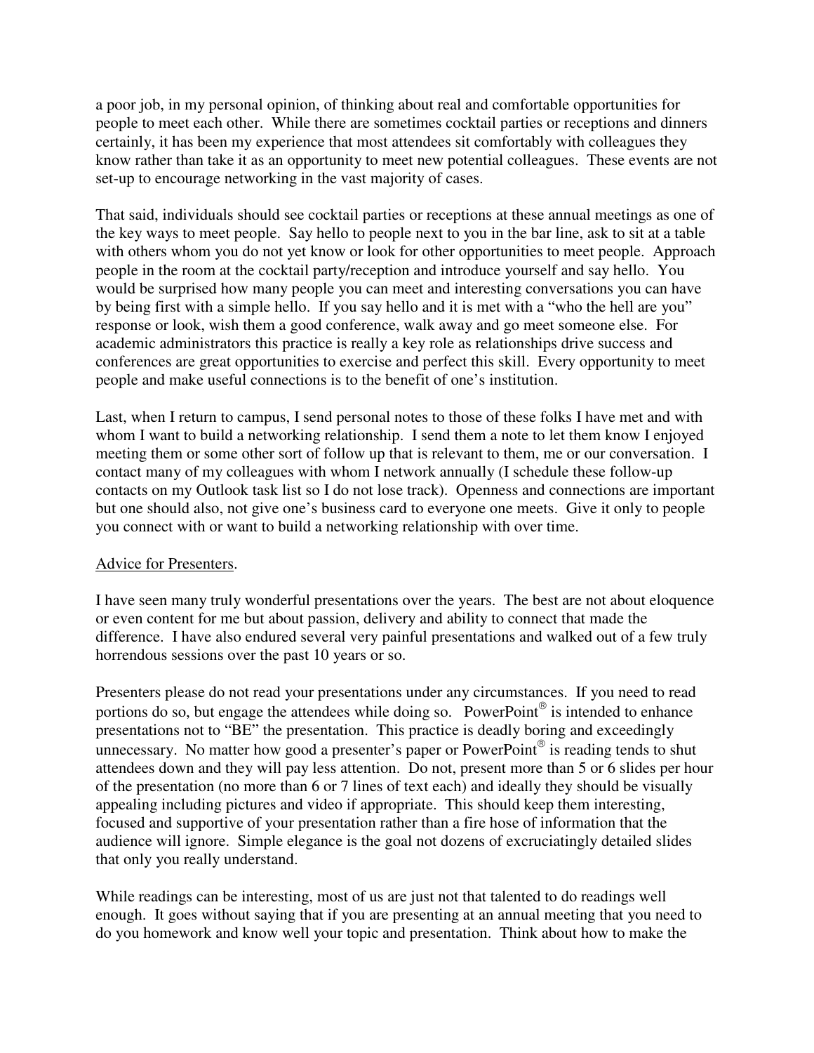a poor job, in my personal opinion, of thinking about real and comfortable opportunities for people to meet each other. While there are sometimes cocktail parties or receptions and dinners certainly, it has been my experience that most attendees sit comfortably with colleagues they know rather than take it as an opportunity to meet new potential colleagues. These events are not set-up to encourage networking in the vast majority of cases.

That said, individuals should see cocktail parties or receptions at these annual meetings as one of the key ways to meet people. Say hello to people next to you in the bar line, ask to sit at a table with others whom you do not yet know or look for other opportunities to meet people. Approach people in the room at the cocktail party/reception and introduce yourself and say hello. You would be surprised how many people you can meet and interesting conversations you can have by being first with a simple hello. If you say hello and it is met with a "who the hell are you" response or look, wish them a good conference, walk away and go meet someone else. For academic administrators this practice is really a key role as relationships drive success and conferences are great opportunities to exercise and perfect this skill. Every opportunity to meet people and make useful connections is to the benefit of one's institution.

Last, when I return to campus, I send personal notes to those of these folks I have met and with whom I want to build a networking relationship. I send them a note to let them know I enjoyed meeting them or some other sort of follow up that is relevant to them, me or our conversation. I contact many of my colleagues with whom I network annually (I schedule these follow-up contacts on my Outlook task list so I do not lose track). Openness and connections are important but one should also, not give one's business card to everyone one meets. Give it only to people you connect with or want to build a networking relationship with over time.

<u>Advice for Presenters</u>.

I have seen many truly wonderful presentations over the years. The best are not about eloquence or even content for me but about passion, delivery and ability to connect that made the difference. I have also endured several very painful presentations and walked out of a few truly horrendous sessions over the past 10 years or so.

Presenters please do not read your presentations under any circumstances. If you need to read portions do so, but engage the attendees while doing so. PowerPoint® is intended to enhance presentations not to "BE" the presentation. This practice is deadly boring and exceedingly unnecessary. No matter how good a presenter's paper or PowerPoint® is reading tends to shut attendees down and they will pay less attention. Do not, present more than 5 or 6 slides per hour of the presentation (no more than 6 or 7 lines of text each) and ideally they should be visually appealing including pictures and video if appropriate. This should keep them interesting, focused and supportive of your presentation rather than a fire hose of information that the audience will ignore. Simple elegance is the goal not dozens of excruciatingly detailed slides that only you really understand.

While readings can be interesting, most of us are just not that talented to do readings well enough. It goes without saying that if you are presenting at an annual meeting that you need to do you homework and know well your topic and presentation. Think about how to make the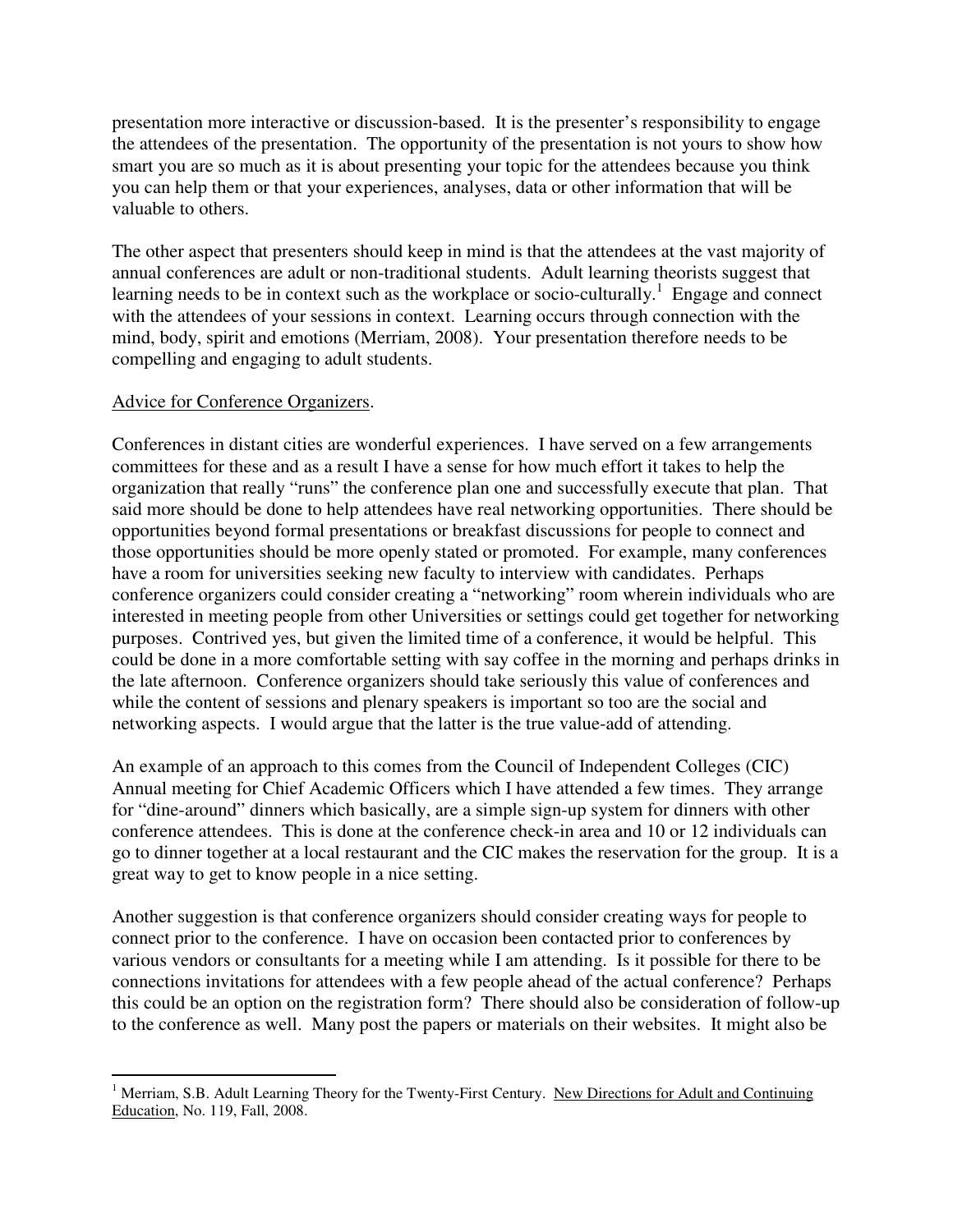presentation more interactive or discussion-based. It is the presenter's responsibility to engage the attendees of the presentation. The opportunity of the presentation is not yours to show how smart you are so much as it is about presenting your topic for the attendees because you think you can help them or that your experiences, analyses, data or other information that will be valuable to others.

The other aspect that presenters should keep in mind is that the attendees at the vast majority of annual conferences are adult or non-traditional students. Adult learning theorists suggest that learning needs to be in context such as the workplace or socio-culturally.[1] Engage and connect with the attendees of your sessions in context. Learning occurs through connection with the mind, body, spirit and emotions (Merriam, 2008). Your presentation therefore needs to be compelling and engaging to adult students.

<u>Advice for Conference Organizers</u>.

Conferences in distant cities are wonderful experiences. I have served on a few arrangements committees for these and as a result I have a sense for how much effort it takes to help the organization that really "runs" the conference plan one and successfully execute that plan. That said more should be done to help attendees have real networking opportunities. There should be opportunities beyond formal presentations or breakfast discussions for people to connect and those opportunities should be more openly stated or promoted. For example, many conferences have a room for universities seeking new faculty to interview with candidates. Perhaps conference organizers could consider creating a "networking" room wherein individuals who are interested in meeting people from other Universities or settings could get together for networking purposes. Contrived yes, but given the limited time of a conference, it would be helpful. This could be done in a more comfortable setting with say coffee in the morning and perhaps drinks in the late afternoon. Conference organizers should take seriously this value of conferences and while the content of sessions and plenary speakers is important so too are the social and networking aspects. I would argue that the latter is the true value-add of attending.

An example of an approach to this comes from the Council of Independent Colleges (CIC) Annual meeting for Chief Academic Officers which I have attended a few times. They arrange for "dine-around" dinners which basically, are a simple sign-up system for dinners with other conference attendees. This is done at the conference check-in area and 10 or 12 individuals can go to dinner together at a local restaurant and the CIC makes the reservation for the group. It is a great way to get to know people in a nice setting.

Another suggestion is that conference organizers should consider creating ways for people to connect prior to the conference. I have on occasion been contacted prior to conferences by various vendors or consultants for a meeting while I am attending. Is it possible for there to be connections invitations for attendees with a few people ahead of the actual conference? Perhaps this could be an option on the registration form? There should also be consideration of follow-up to the conference as well. Many post the papers or materials on their websites. It might also be

---

[1] Merriam, S.B. Adult Learning Theory for the Twenty-First Century. <u>New Directions for Adult and Continuing Education</u>, No. 119, Fall, 2008.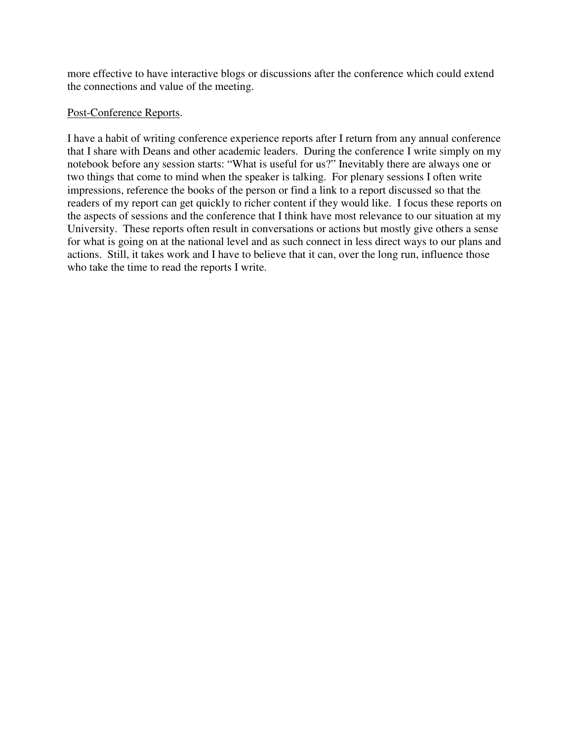more effective to have interactive blogs or discussions after the conference which could extend the connections and value of the meeting.

<u>Post-Conference Reports</u>.

I have a habit of writing conference experience reports after I return from any annual conference that I share with Deans and other academic leaders. During the conference I write simply on my notebook before any session starts: "What is useful for us?" Inevitably there are always one or two things that come to mind when the speaker is talking. For plenary sessions I often write impressions, reference the books of the person or find a link to a report discussed so that the readers of my report can get quickly to richer content if they would like. I focus these reports on the aspects of sessions and the conference that I think have most relevance to our situation at my University. These reports often result in conversations or actions but mostly give others a sense for what is going on at the national level and as such connect in less direct ways to our plans and actions. Still, it takes work and I have to believe that it can, over the long run, influence those who take the time to read the reports I write.